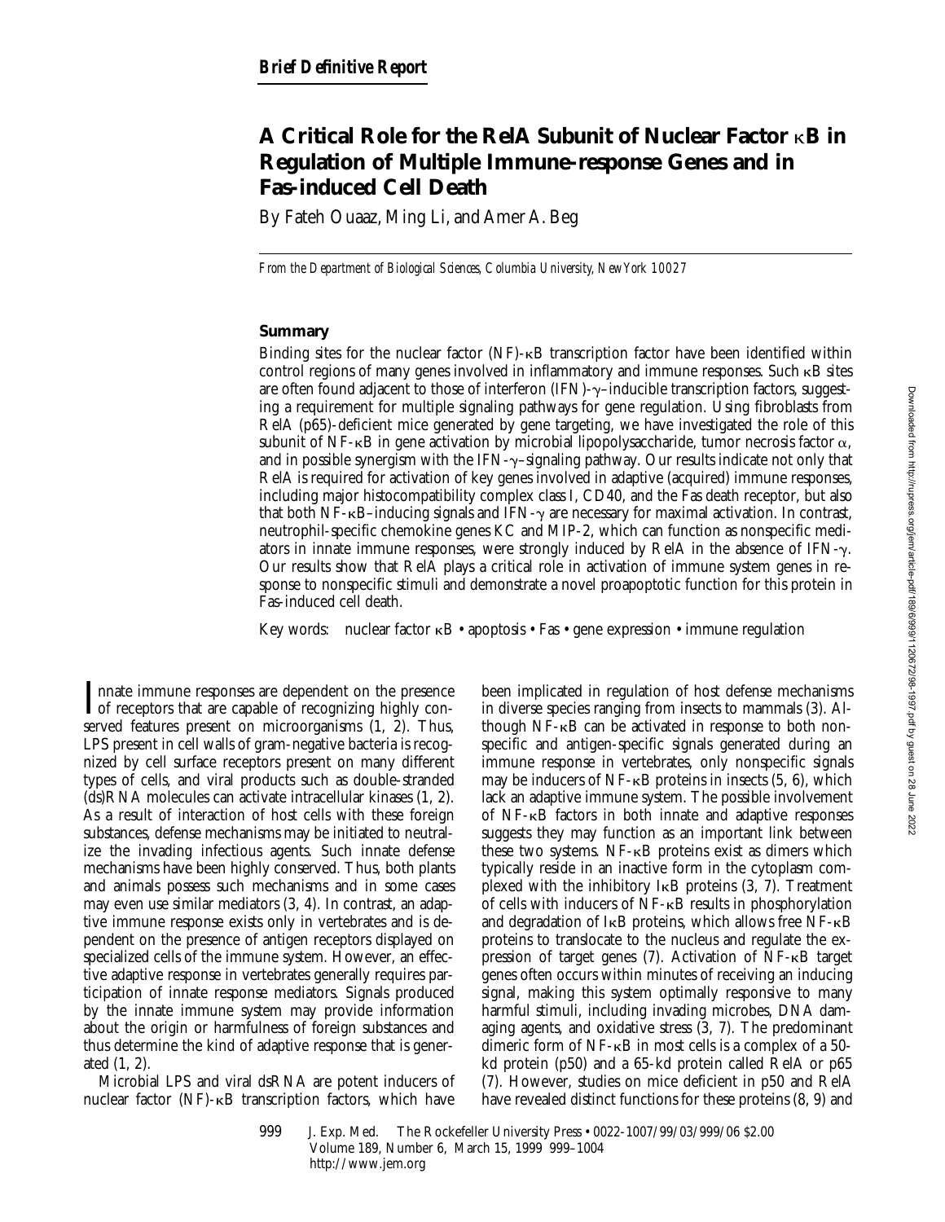*Brief Definitive Report*

# A Critical Role for the RelA Subunit of Nuclear Factor κB in Regulation of Multiple Immune-response Genes and in Fas-induced Cell Death

By Fateh Ouaaz, Ming Li, and Amer A. Beg

*From the Department of Biological Sciences, Columbia University, New York 10027*

## Summary

Binding sites for the nuclear factor (NF)-κB transcription factor have been identified within control regions of many genes involved in inflammatory and immune responses. Such κB sites are often found adjacent to those of interferon (IFN)-γ–inducible transcription factors, suggesting a requirement for multiple signaling pathways for gene regulation. Using fibroblasts from RelA (p65)-deficient mice generated by gene targeting, we have investigated the role of this subunit of NF-κB in gene activation by microbial lipopolysaccharide, tumor necrosis factor α, and in possible synergism with the IFN-γ–signaling pathway. Our results indicate not only that RelA is required for activation of key genes involved in adaptive (acquired) immune responses, including major histocompatibility complex class I, CD40, and the Fas death receptor, but also that both NF-κB–inducing signals and IFN-γ are necessary for maximal activation. In contrast, neutrophil-specific chemokine genes KC and MIP-2, which can function as nonspecific mediators in innate immune responses, were strongly induced by RelA in the absence of IFN-γ. Our results show that RelA plays a critical role in activation of immune system genes in response to nonspecific stimuli and demonstrate a novel proapoptotic function for this protein in Fas-induced cell death.

Key words: nuclear factor κB • apoptosis • Fas • gene expression • immune regulation

Innate immune responses are dependent on the presence of receptors that are capable of recognizing highly conserved features present on microorganisms (1, 2). Thus, LPS present in cell walls of gram-negative bacteria is recognized by cell surface receptors present on many different types of cells, and viral products such as double-stranded (ds)RNA molecules can activate intracellular kinases (1, 2). As a result of interaction of host cells with these foreign substances, defense mechanisms may be initiated to neutralize the invading infectious agents. Such innate defense mechanisms have been highly conserved. Thus, both plants and animals possess such mechanisms and in some cases may even use similar mediators (3, 4). In contrast, an adaptive immune response exists only in vertebrates and is dependent on the presence of antigen receptors displayed on specialized cells of the immune system. However, an effective adaptive response in vertebrates generally requires participation of innate response mediators. Signals produced by the innate immune system may provide information about the origin or harmfulness of foreign substances and thus determine the kind of adaptive response that is generated (1, 2).

Microbial LPS and viral dsRNA are potent inducers of nuclear factor (NF)-κB transcription factors, which have been implicated in regulation of host defense mechanisms in diverse species ranging from insects to mammals (3). Although NF-κB can be activated in response to both nonspecific and antigen-specific signals generated during an immune response in vertebrates, only nonspecific signals may be inducers of NF-κB proteins in insects (5, 6), which lack an adaptive immune system. The possible involvement of NF-κB factors in both innate and adaptive responses suggests they may function as an important link between these two systems. NF-κB proteins exist as dimers which typically reside in an inactive form in the cytoplasm complexed with the inhibitory IκB proteins (3, 7). Treatment of cells with inducers of NF-κB results in phosphorylation and degradation of IκB proteins, which allows free NF-κB proteins to translocate to the nucleus and regulate the expression of target genes (7). Activation of NF-κB target genes often occurs within minutes of receiving an inducing signal, making this system optimally responsive to many harmful stimuli, including invading microbes, DNA damaging agents, and oxidative stress (3, 7). The predominant dimeric form of NF-κB in most cells is a complex of a 50-kd protein (p50) and a 65-kd protein called RelA or p65 (7). However, studies on mice deficient in p50 and RelA have revealed distinct functions for these proteins (8, 9) and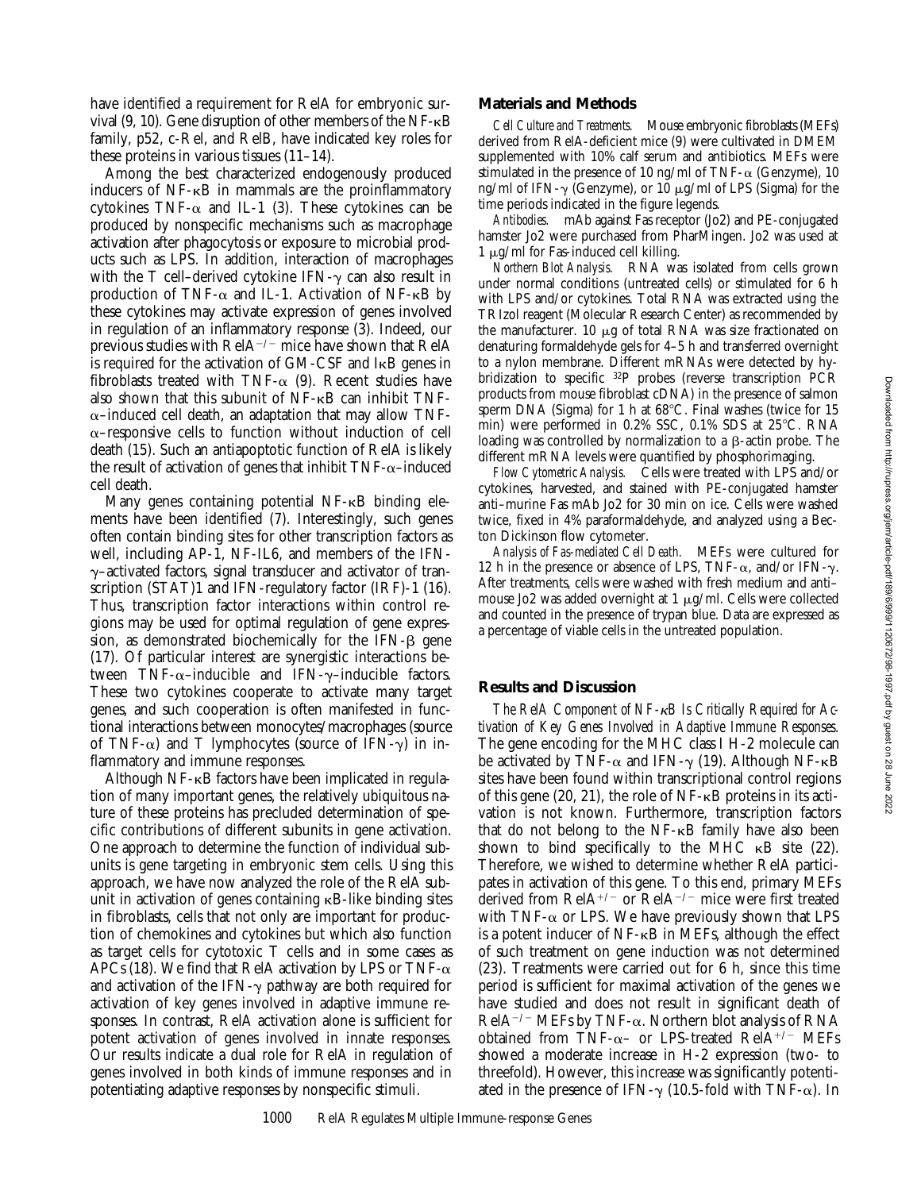have identified a requirement for RelA for embryonic survival (9, 10). Gene disruption of other members of the NF-κB family, p52, c-Rel, and RelB, have indicated key roles for these proteins in various tissues (11–14).

Among the best characterized endogenously produced inducers of NF-κB in mammals are the proinflammatory cytokines TNF-α and IL-1 (3). These cytokines can be produced by nonspecific mechanisms such as macrophage activation after phagocytosis or exposure to microbial products such as LPS. In addition, interaction of macrophages with the T cell–derived cytokine IFN-γ can also result in production of TNF-α and IL-1. Activation of NF-κB by these cytokines may activate expression of genes involved in regulation of an inflammatory response (3). Indeed, our previous studies with RelA$^{-/-}$ mice have shown that RelA is required for the activation of GM-CSF and IκB genes in fibroblasts treated with TNF-α (9). Recent studies have also shown that this subunit of NF-κB can inhibit TNF-α–induced cell death, an adaptation that may allow TNF-α–responsive cells to function without induction of cell death (15). Such an antiapoptotic function of RelA is likely the result of activation of genes that inhibit TNF-α–induced cell death.

Many genes containing potential NF-κB binding elements have been identified (7). Interestingly, such genes often contain binding sites for other transcription factors as well, including AP-1, NF-IL6, and members of the IFN-γ–activated factors, signal transducer and activator of transcription (STAT)1 and IFN-regulatory factor (IRF)-1 (16). Thus, transcription factor interactions within control regions may be used for optimal regulation of gene expression, as demonstrated biochemically for the IFN-β gene (17). Of particular interest are synergistic interactions between TNF-α–inducible and IFN-γ–inducible factors. These two cytokines cooperate to activate many target genes, and such cooperation is often manifested in functional interactions between monocytes/macrophages (source of TNF-α) and T lymphocytes (source of IFN-γ) in inflammatory and immune responses.

Although NF-κB factors have been implicated in regulation of many important genes, the relatively ubiquitous nature of these proteins has precluded determination of specific contributions of different subunits in gene activation. One approach to determine the function of individual subunits is gene targeting in embryonic stem cells. Using this approach, we have now analyzed the role of the RelA subunit in activation of genes containing κB-like binding sites in fibroblasts, cells that not only are important for production of chemokines and cytokines but which also function as target cells for cytotoxic T cells and in some cases as APCs (18). We find that RelA activation by LPS or TNF-α and activation of the IFN-γ pathway are both required for activation of key genes involved in adaptive immune responses. In contrast, RelA activation alone is sufficient for potent activation of genes involved in innate responses. Our results indicate a dual role for RelA in regulation of genes involved in both kinds of immune responses and in potentiating adaptive responses by nonspecific stimuli.

## Materials and Methods

*Cell Culture and Treatments.* Mouse embryonic fibroblasts (MEFs) derived from RelA-deficient mice (9) were cultivated in DMEM supplemented with 10% calf serum and antibiotics. MEFs were stimulated in the presence of 10 ng/ml of TNF-α (Genzyme), 10 ng/ml of IFN-γ (Genzyme), or 10 μg/ml of LPS (Sigma) for the time periods indicated in the figure legends.

*Antibodies.* mAb against Fas receptor (Jo2) and PE-conjugated hamster Jo2 were purchased from PharMingen. Jo2 was used at 1 μg/ml for Fas-induced cell killing.

*Northern Blot Analysis.* RNA was isolated from cells grown under normal conditions (untreated cells) or stimulated for 6 h with LPS and/or cytokines. Total RNA was extracted using the TRIzol reagent (Molecular Research Center) as recommended by the manufacturer. 10 μg of total RNA was size fractionated on denaturing formaldehyde gels for 4–5 h and transferred overnight to a nylon membrane. Different mRNAs were detected by hybridization to specific $^{32}$P probes (reverse transcription PCR products from mouse fibroblast cDNA) in the presence of salmon sperm DNA (Sigma) for 1 h at 68°C. Final washes (twice for 15 min) were performed in 0.2% SSC, 0.1% SDS at 25°C. RNA loading was controlled by normalization to a β-actin probe. The different mRNA levels were quantified by phosphorimaging.

*Flow Cytometric Analysis.* Cells were treated with LPS and/or cytokines, harvested, and stained with PE-conjugated hamster anti–murine Fas mAb Jo2 for 30 min on ice. Cells were washed twice, fixed in 4% paraformaldehyde, and analyzed using a Becton Dickinson flow cytometer.

*Analysis of Fas-mediated Cell Death.* MEFs were cultured for 12 h in the presence or absence of LPS, TNF-α, and/or IFN-γ. After treatments, cells were washed with fresh medium and anti–mouse Jo2 was added overnight at 1 μg/ml. Cells were collected and counted in the presence of trypan blue. Data are expressed as a percentage of viable cells in the untreated population.

## Results and Discussion

*The RelA Component of NF-κB Is Critically Required for Activation of Key Genes Involved in Adaptive Immune Responses.* The gene encoding for the MHC class I H-2 molecule can be activated by TNF-α and IFN-γ (19). Although NF-κB sites have been found within transcriptional control regions of this gene (20, 21), the role of NF-κB proteins in its activation is not known. Furthermore, transcription factors that do not belong to the NF-κB family have also been shown to bind specifically to the MHC κB site (22). Therefore, we wished to determine whether RelA participates in activation of this gene. To this end, primary MEFs derived from RelA$^{+/-}$ or RelA$^{-/-}$ mice were first treated with TNF-α or LPS. We have previously shown that LPS is a potent inducer of NF-κB in MEFs, although the effect of such treatment on gene induction was not determined (23). Treatments were carried out for 6 h, since this time period is sufficient for maximal activation of the genes we have studied and does not result in significant death of RelA$^{-/-}$ MEFs by TNF-α. Northern blot analysis of RNA obtained from TNF-α– or LPS-treated RelA$^{+/-}$ MEFs showed a moderate increase in H-2 expression (two- to threefold). However, this increase was significantly potentiated in the presence of IFN-γ (10.5-fold with TNF-α). In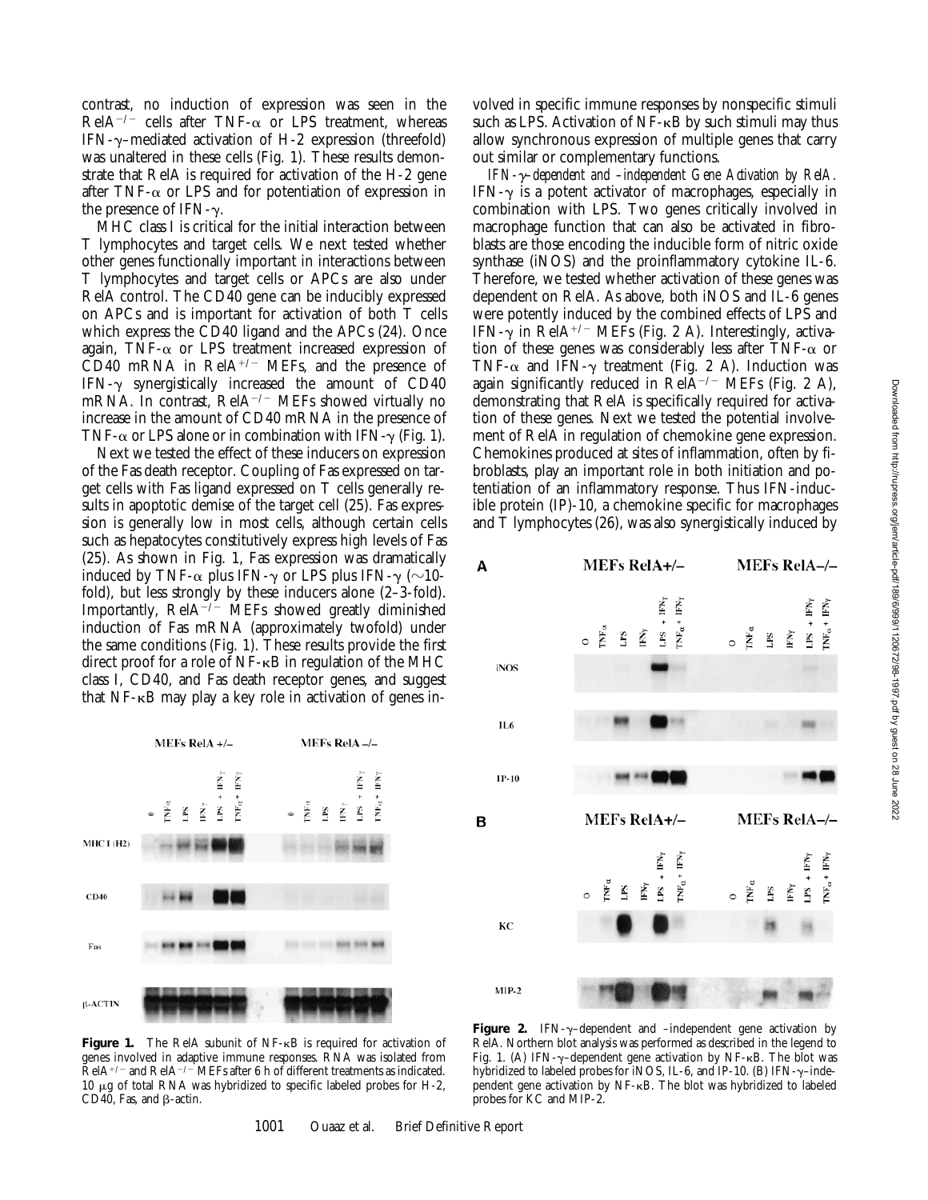contrast, no induction of expression was seen in the $RelA^{-/-}$ cells after TNF-α or LPS treatment, whereas IFN-γ–mediated activation of H-2 expression (threefold) was unaltered in these cells (Fig. 1). These results demonstrate that RelA is required for activation of the H-2 gene after TNF-α or LPS and for potentiation of expression in the presence of IFN-γ.

MHC class I is critical for the initial interaction between T lymphocytes and target cells. We next tested whether other genes functionally important in interactions between T lymphocytes and target cells or APCs are also under RelA control. The CD40 gene can be inducibly expressed on APCs and is important for activation of both T cells which express the CD40 ligand and the APCs (24). Once again, TNF-α or LPS treatment increased expression of CD40 mRNA in $RelA^{+/-}$ MEFs, and the presence of IFN-γ synergistically increased the amount of CD40 mRNA. In contrast, $RelA^{-/-}$ MEFs showed virtually no increase in the amount of CD40 mRNA in the presence of TNF-α or LPS alone or in combination with IFN-γ (Fig. 1).

Next we tested the effect of these inducers on expression of the Fas death receptor. Coupling of Fas expressed on target cells with Fas ligand expressed on T cells generally results in apoptotic demise of the target cell (25). Fas expression is generally low in most cells, although certain cells such as hepatocytes constitutively express high levels of Fas (25). As shown in Fig. 1, Fas expression was dramatically induced by TNF-α plus IFN-γ or LPS plus IFN-γ (~10-fold), but less strongly by these inducers alone (2–3-fold). Importantly, $RelA^{-/-}$ MEFs showed greatly diminished induction of Fas mRNA (approximately twofold) under the same conditions (Fig. 1). These results provide the first direct proof for a role of NF-κB in regulation of the MHC class I, CD40, and Fas death receptor genes, and suggest that NF-κB may play a key role in activation of genes involved in specific immune responses by nonspecific stimuli such as LPS. Activation of NF-κB by such stimuli may thus allow synchronous expression of multiple genes that carry out similar or complementary functions.

*IFN-γ–dependent and –independent Gene Activation by RelA.* IFN-γ is a potent activator of macrophages, especially in combination with LPS. Two genes critically involved in macrophage function that can also be activated in fibroblasts are those encoding the inducible form of nitric oxide synthase (iNOS) and the proinflammatory cytokine IL-6. Therefore, we tested whether activation of these genes was dependent on RelA. As above, both iNOS and IL-6 genes were potently induced by the combined effects of LPS and IFN-γ in $RelA^{+/-}$ MEFs (Fig. 2 A). Interestingly, activation of these genes was considerably less after TNF-α or TNF-α and IFN-γ treatment (Fig. 2 A). Induction was again significantly reduced in $RelA^{-/-}$ MEFs (Fig. 2 A), demonstrating that RelA is specifically required for activation of these genes. Next we tested the potential involvement of RelA in regulation of chemokine gene expression. Chemokines produced at sites of inflammation, often by fibroblasts, play an important role in both initiation and potentiation of an inflammatory response. Thus IFN-inducible protein (IP)-10, a chemokine specific for macrophages and T lymphocytes (26), was also synergistically induced by

**Figure 1.** The RelA subunit of NF-κB is required for activation of genes involved in adaptive immune responses. RNA was isolated from $RelA^{+/-}$ and $RelA^{-/-}$ MEFs after 6 h of different treatments as indicated. 10 μg of total RNA was hybridized to specific labeled probes for H-2, CD40, Fas, and β-actin.

**Figure 2.** IFN-γ–dependent and –independent gene activation by RelA. Northern blot analysis was performed as described in the legend to Fig. 1. (A) IFN-γ–dependent gene activation by NF-κB. The blot was hybridized to labeled probes for iNOS, IL-6, and IP-10. (B) IFN-γ–independent gene activation by NF-κB. The blot was hybridized to labeled probes for KC and MIP-2.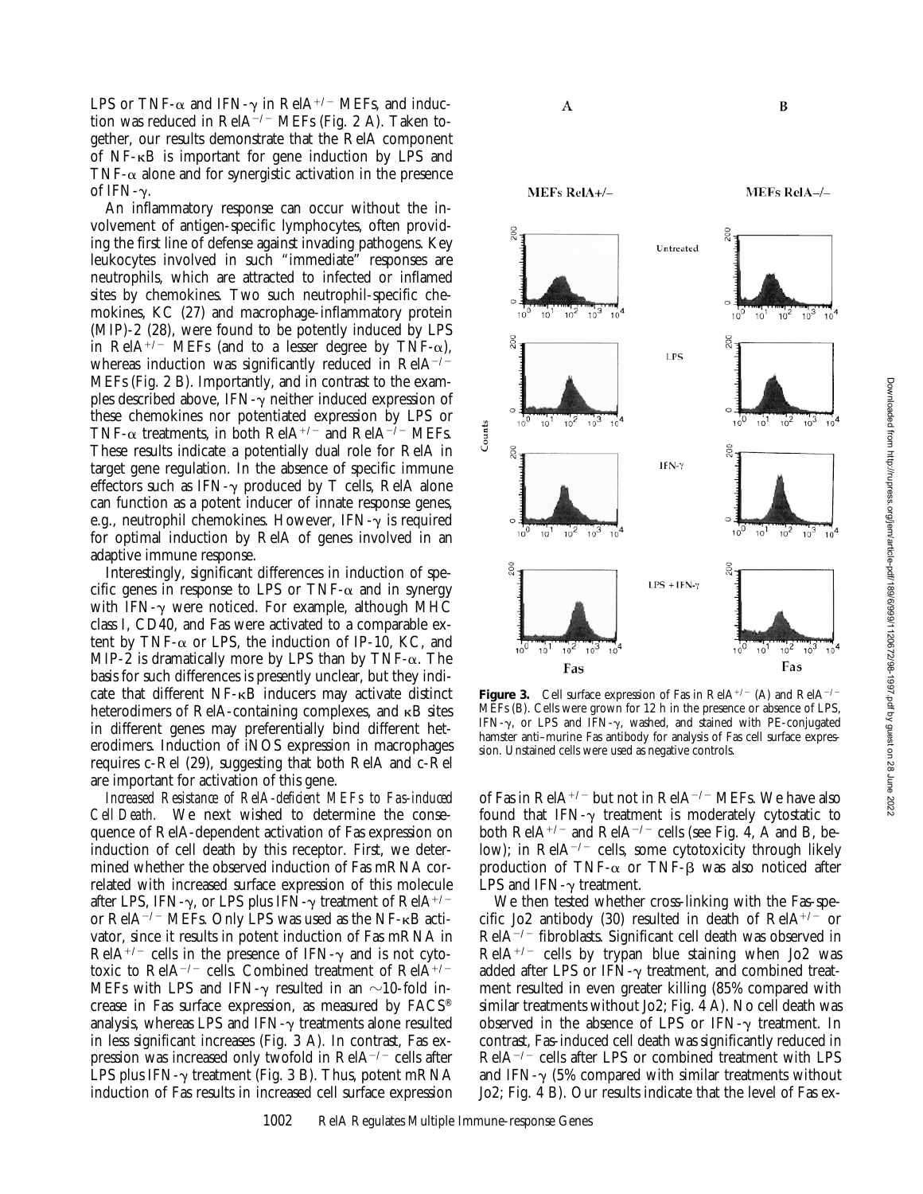LPS or TNF-α and IFN-γ in RelA$^{+/-}$ MEFs, and induction was reduced in RelA$^{-/-}$ MEFs (Fig. 2 A). Taken together, our results demonstrate that the RelA component of NF-κB is important for gene induction by LPS and TNF-α alone and for synergistic activation in the presence of IFN-γ.

An inflammatory response can occur without the involvement of antigen-specific lymphocytes, often providing the first line of defense against invading pathogens. Key leukocytes involved in such "immediate" responses are neutrophils, which are attracted to infected or inflamed sites by chemokines. Two such neutrophil-specific chemokines, KC (27) and macrophage-inflammatory protein (MIP)-2 (28), were found to be potently induced by LPS in RelA$^{+/-}$ MEFs (and to a lesser degree by TNF-α), whereas induction was significantly reduced in RelA$^{-/-}$ MEFs (Fig. 2 B). Importantly, and in contrast to the examples described above, IFN-γ neither induced expression of these chemokines nor potentiated expression by LPS or TNF-α treatments, in both RelA$^{+/-}$ and RelA$^{-/-}$ MEFs. These results indicate a potentially dual role for RelA in target gene regulation. In the absence of specific immune effectors such as IFN-γ produced by T cells, RelA alone can function as a potent inducer of innate response genes, e.g., neutrophil chemokines. However, IFN-γ is required for optimal induction by RelA of genes involved in an adaptive immune response.

Interestingly, significant differences in induction of specific genes in response to LPS or TNF-α and in synergy with IFN-γ were noticed. For example, although MHC class I, CD40, and Fas were activated to a comparable extent by TNF-α or LPS, the induction of IP-10, KC, and MIP-2 is dramatically more by LPS than by TNF-α. The basis for such differences is presently unclear, but they indicate that different NF-κB inducers may activate distinct heterodimers of RelA-containing complexes, and κB sites in different genes may preferentially bind different heterodimers. Induction of iNOS expression in macrophages requires c-Rel (29), suggesting that both RelA and c-Rel are important for activation of this gene.

*Increased Resistance of RelA-deficient MEFs to Fas-induced Cell Death.* We next wished to determine the consequence of RelA-dependent activation of Fas expression on induction of cell death by this receptor. First, we determined whether the observed induction of Fas mRNA correlated with increased surface expression of this molecule after LPS, IFN-γ, or LPS plus IFN-γ treatment of RelA$^{+/-}$ or RelA$^{-/-}$ MEFs. Only LPS was used as the NF-κB activator, since it results in potent induction of Fas mRNA in RelA$^{+/-}$ cells in the presence of IFN-γ and is not cytotoxic to RelA$^{-/-}$ cells. Combined treatment of RelA$^{+/-}$ MEFs with LPS and IFN-γ resulted in an ~10-fold increase in Fas surface expression, as measured by FACS® analysis, whereas LPS and IFN-γ treatments alone resulted in less significant increases (Fig. 3 A). In contrast, Fas expression was increased only twofold in RelA$^{-/-}$ cells after LPS plus IFN-γ treatment (Fig. 3 B). Thus, potent mRNA induction of Fas results in increased cell surface expression of Fas in RelA$^{+/-}$ but not in RelA$^{-/-}$ MEFs. We have also found that IFN-γ treatment is moderately cytostatic to both RelA$^{+/-}$ and RelA$^{-/-}$ cells (see Fig. 4, A and B, below); in RelA$^{-/-}$ cells, some cytotoxicity through likely production of TNF-α or TNF-β was also noticed after LPS and IFN-γ treatment.

We then tested whether cross-linking with the Fas-specific Jo2 antibody (30) resulted in death of RelA$^{+/-}$ or RelA$^{-/-}$ fibroblasts. Significant cell death was observed in RelA$^{+/-}$ cells by trypan blue staining when Jo2 was added after LPS or IFN-γ treatment, and combined treatment resulted in even greater killing (85% compared with similar treatments without Jo2; Fig. 4 A). No cell death was observed in the absence of LPS or IFN-γ treatment. In contrast, Fas-induced cell death was significantly reduced in RelA$^{-/-}$ cells after LPS or combined treatment with LPS and IFN-γ (5% compared with similar treatments without Jo2; Fig. 4 B). Our results indicate that the level of Fas ex-

**Figure 3.** Cell surface expression of Fas in RelA$^{+/-}$ (A) and RelA$^{-/-}$ MEFs (B). Cells were grown for 12 h in the presence or absence of LPS, IFN-γ, or LPS and IFN-γ, washed, and stained with PE-conjugated hamster anti–murine Fas antibody for analysis of Fas cell surface expression. Unstained cells were used as negative controls.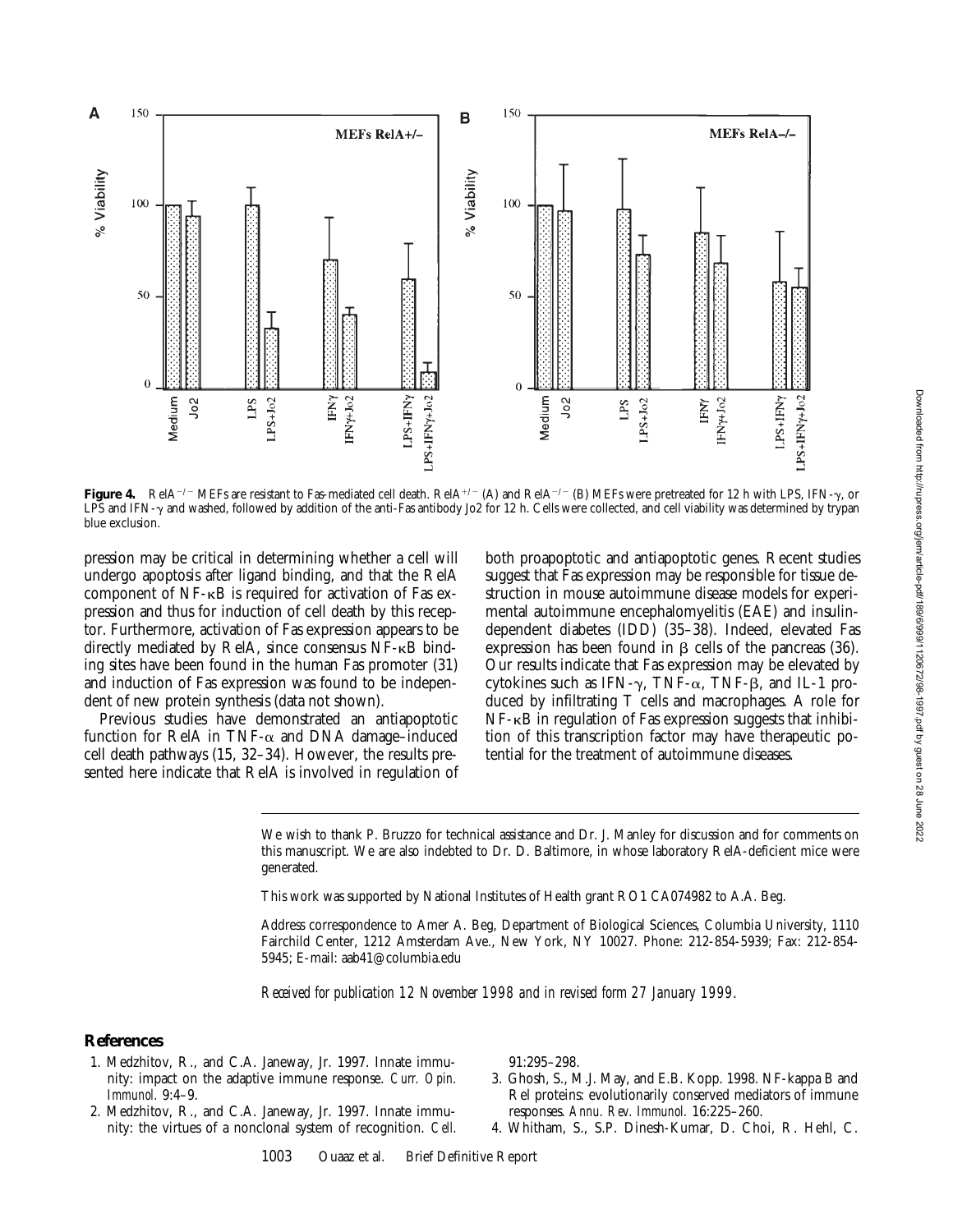**Figure 4.** RelA$^{-/-}$ MEFs are resistant to Fas-mediated cell death. RelA$^{+/-}$ (A) and RelA$^{-/-}$ (B) MEFs were pretreated for 12 h with LPS, IFN-$\gamma$, or LPS and IFN-$\gamma$ and washed, followed by addition of the anti-Fas antibody Jo2 for 12 h. Cells were collected, and cell viability was determined by trypan blue exclusion.

pression may be critical in determining whether a cell will undergo apoptosis after ligand binding, and that the RelA component of NF-$\kappa$B is required for activation of Fas expression and thus for induction of cell death by this receptor. Furthermore, activation of Fas expression appears to be directly mediated by RelA, since consensus NF-$\kappa$B binding sites have been found in the human Fas promoter (31) and induction of Fas expression was found to be independent of new protein synthesis (data not shown).

Previous studies have demonstrated an antiapoptotic function for RelA in TNF-$\alpha$ and DNA damage–induced cell death pathways (15, 32–34). However, the results presented here indicate that RelA is involved in regulation of both proapoptotic and antiapoptotic genes. Recent studies suggest that Fas expression may be responsible for tissue destruction in mouse autoimmune disease models for experimental autoimmune encephalomyelitis (EAE) and insulin-dependent diabetes (IDD) (35–38). Indeed, elevated Fas expression has been found in $\beta$ cells of the pancreas (36). Our results indicate that Fas expression may be elevated by cytokines such as IFN-$\gamma$, TNF-$\alpha$, TNF-$\beta$, and IL-1 produced by infiltrating T cells and macrophages. A role for NF-$\kappa$B in regulation of Fas expression suggests that inhibition of this transcription factor may have therapeutic potential for the treatment of autoimmune diseases.

We wish to thank P. Bruzzo for technical assistance and Dr. J. Manley for discussion and for comments on this manuscript. We are also indebted to Dr. D. Baltimore, in whose laboratory RelA-deficient mice were generated.

This work was supported by National Institutes of Health grant RO1 CA074982 to A.A. Beg.

Address correspondence to Amer A. Beg, Department of Biological Sciences, Columbia University, 1110 Fairchild Center, 1212 Amsterdam Ave., New York, NY 10027. Phone: 212-854-5939; Fax: 212-854-5945; E-mail: aab41@columbia.edu

*Received for publication 12 November 1998 and in revised form 27 January 1999.*

## References

1. Medzhitov, R., and C.A. Janeway, Jr. 1997. Innate immunity: impact on the adaptive immune response. *Curr. Opin. Immunol.* 9:4–9.
2. Medzhitov, R., and C.A. Janeway, Jr. 1997. Innate immunity: the virtues of a nonclonal system of recognition. *Cell.* 91:295–298.
3. Ghosh, S., M.J. May, and E.B. Kopp. 1998. NF-kappa B and Rel proteins: evolutionarily conserved mediators of immune responses. *Annu. Rev. Immunol.* 16:225–260.
4. Whitham, S., S.P. Dinesh-Kumar, D. Choi, R. Hehl, C.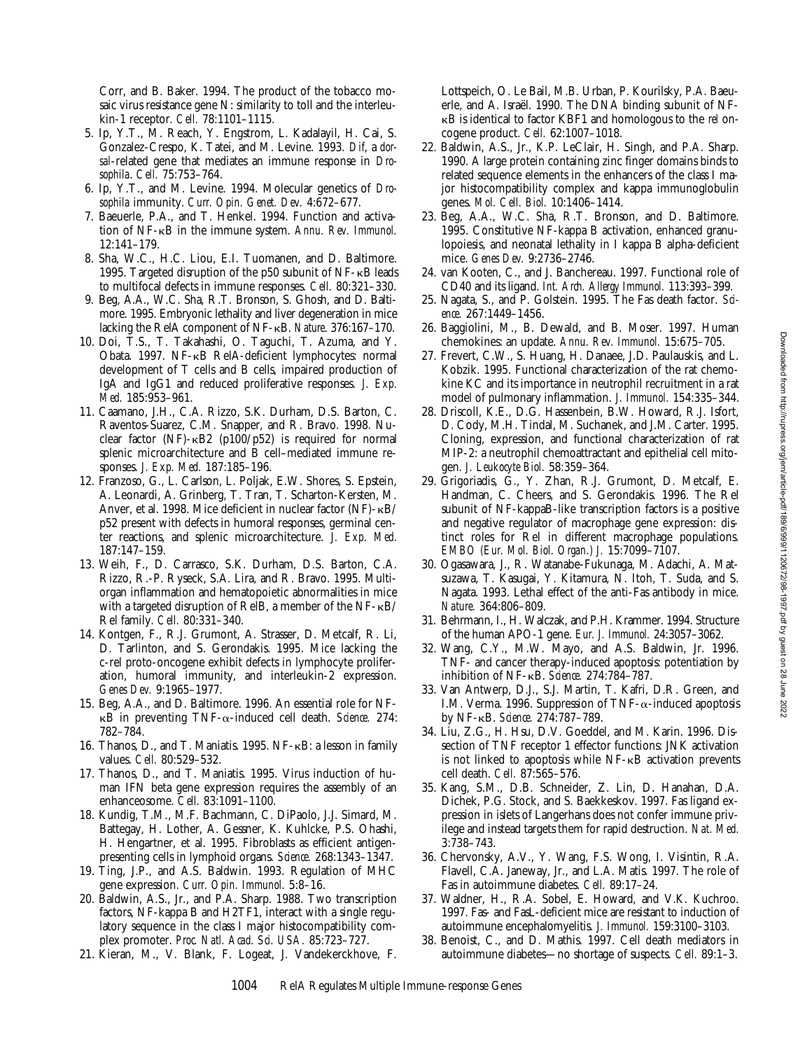Corr, and B. Baker. 1994. The product of the tobacco mosaic virus resistance gene N: similarity to toll and the interleukin-1 receptor. *Cell.* 78:1101–1115.

5. Ip, Y.T., M. Reach, Y. Engstrom, L. Kadalayil, H. Cai, S. Gonzalez-Crespo, K. Tatei, and M. Levine. 1993. *Dif*, a *dorsal*-related gene that mediates an immune response in *Drosophila*. *Cell.* 75:753–764.
6. Ip, Y.T., and M. Levine. 1994. Molecular genetics of *Drosophila* immunity. *Curr. Opin. Genet. Dev.* 4:672–677.
7. Baeuerle, P.A., and T. Henkel. 1994. Function and activation of NF-κB in the immune system. *Annu. Rev. Immunol.* 12:141–179.
8. Sha, W.C., H.C. Liou, E.I. Tuomanen, and D. Baltimore. 1995. Targeted disruption of the p50 subunit of NF-κB leads to multifocal defects in immune responses. *Cell.* 80:321–330.
9. Beg, A.A., W.C. Sha, R.T. Bronson, S. Ghosh, and D. Baltimore. 1995. Embryonic lethality and liver degeneration in mice lacking the RelA component of NF-κB. *Nature.* 376:167–170.
10. Doi, T.S., T. Takahashi, O. Taguchi, T. Azuma, and Y. Obata. 1997. NF-κB RelA-deficient lymphocytes: normal development of T cells and B cells, impaired production of IgA and IgG1 and reduced proliferative responses. *J. Exp. Med.* 185:953–961.
11. Caamano, J.H., C.A. Rizzo, S.K. Durham, D.S. Barton, C. Raventos-Suarez, C.M. Snapper, and R. Bravo. 1998. Nuclear factor (NF)-κB2 (p100/p52) is required for normal splenic microarchitecture and B cell–mediated immune responses. *J. Exp. Med.* 187:185–196.
12. Franzoso, G., L. Carlson, L. Poljak, E.W. Shores, S. Epstein, A. Leonardi, A. Grinberg, T. Tran, T. Scharton-Kersten, M. Anver, et al. 1998. Mice deficient in nuclear factor (NF)-κB/p52 present with defects in humoral responses, germinal center reactions, and splenic microarchitecture. *J. Exp. Med.* 187:147–159.
13. Weih, F., D. Carrasco, S.K. Durham, D.S. Barton, C.A. Rizzo, R.-P. Ryseck, S.A. Lira, and R. Bravo. 1995. Multiorgan inflammation and hematopoietic abnormalities in mice with a targeted disruption of RelB, a member of the NF-κB/Rel family. *Cell.* 80:331–340.
14. Kontgen, F., R.J. Grumont, A. Strasser, D. Metcalf, R. Li, D. Tarlinton, and S. Gerondakis. 1995. Mice lacking the c-rel proto-oncogene exhibit defects in lymphocyte proliferation, humoral immunity, and interleukin-2 expression. *Genes Dev.* 9:1965–1977.
15. Beg, A.A., and D. Baltimore. 1996. An essential role for NF-κB in preventing TNF-α-induced cell death. *Science.* 274:782–784.
16. Thanos, D., and T. Maniatis. 1995. NF-κB: a lesson in family values. *Cell.* 80:529–532.
17. Thanos, D., and T. Maniatis. 1995. Virus induction of human IFN beta gene expression requires the assembly of an enhanceosome. *Cell.* 83:1091–1100.
18. Kundig, T.M., M.F. Bachmann, C. DiPaolo, J.J. Simard, M. Battegay, H. Lother, A. Gessner, K. Kuhlcke, P.S. Ohashi, H. Hengartner, et al. 1995. Fibroblasts as efficient antigen-presenting cells in lymphoid organs. *Science.* 268:1343–1347.
19. Ting, J.P., and A.S. Baldwin. 1993. Regulation of MHC gene expression. *Curr. Opin. Immunol.* 5:8–16.
20. Baldwin, A.S., Jr., and P.A. Sharp. 1988. Two transcription factors, NF-kappa B and H2TF1, interact with a single regulatory sequence in the class I major histocompatibility complex promoter. *Proc. Natl. Acad. Sci. USA.* 85:723–727.
21. Kieran, M., V. Blank, F. Logeat, J. Vandekerckhove, F. Lottspeich, O. Le Bail, M.B. Urban, P. Kourilsky, P.A. Baeuerle, and A. Israël. 1990. The DNA binding subunit of NF-κB is identical to factor KBF1 and homologous to the *rel* oncogene product. *Cell.* 62:1007–1018.
22. Baldwin, A.S., Jr., K.P. LeClair, H. Singh, and P.A. Sharp. 1990. A large protein containing zinc finger domains binds to related sequence elements in the enhancers of the class I major histocompatibility complex and kappa immunoglobulin genes. *Mol. Cell. Biol.* 10:1406–1414.
23. Beg, A.A., W.C. Sha, R.T. Bronson, and D. Baltimore. 1995. Constitutive NF-kappa B activation, enhanced granulopoiesis, and neonatal lethality in I kappa B alpha-deficient mice. *Genes Dev.* 9:2736–2746.
24. van Kooten, C., and J. Banchereau. 1997. Functional role of CD40 and its ligand. *Int. Arch. Allergy Immunol.* 113:393–399.
25. Nagata, S., and P. Golstein. 1995. The Fas death factor. *Science.* 267:1449–1456.
26. Baggiolini, M., B. Dewald, and B. Moser. 1997. Human chemokines: an update. *Annu. Rev. Immunol.* 15:675–705.
27. Frevert, C.W., S. Huang, H. Danaee, J.D. Paulauskis, and L. Kobzik. 1995. Functional characterization of the rat chemokine KC and its importance in neutrophil recruitment in a rat model of pulmonary inflammation. *J. Immunol.* 154:335–344.
28. Driscoll, K.E., D.G. Hassenbein, B.W. Howard, R.J. Isfort, D. Cody, M.H. Tindal, M. Suchanek, and J.M. Carter. 1995. Cloning, expression, and functional characterization of rat MIP-2: a neutrophil chemoattractant and epithelial cell mitogen. *J. Leukocyte Biol.* 58:359–364.
29. Grigoriadis, G., Y. Zhan, R.J. Grumont, D. Metcalf, E. Handman, C. Cheers, and S. Gerondakis. 1996. The Rel subunit of NF-kappaB-like transcription factors is a positive and negative regulator of macrophage gene expression: distinct roles for Rel in different macrophage populations. *EMBO (Eur. Mol. Biol. Organ.) J.* 15:7099–7107.
30. Ogasawara, J., R. Watanabe-Fukunaga, M. Adachi, A. Matsuzawa, T. Kasugai, Y. Kitamura, N. Itoh, T. Suda, and S. Nagata. 1993. Lethal effect of the anti-Fas antibody in mice. *Nature.* 364:806–809.
31. Behrmann, I., H. Walczak, and P.H. Krammer. 1994. Structure of the human APO-1 gene. *Eur. J. Immunol.* 24:3057–3062.
32. Wang, C.Y., M.W. Mayo, and A.S. Baldwin, Jr. 1996. TNF- and cancer therapy-induced apoptosis: potentiation by inhibition of NF-κB. *Science.* 274:784–787.
33. Van Antwerp, D.J., S.J. Martin, T. Kafri, D.R. Green, and I.M. Verma. 1996. Suppression of TNF-α-induced apoptosis by NF-κB. *Science.* 274:787–789.
34. Liu, Z.G., H. Hsu, D.V. Goeddel, and M. Karin. 1996. Dissection of TNF receptor 1 effector functions: JNK activation is not linked to apoptosis while NF-κB activation prevents cell death. *Cell.* 87:565–576.
35. Kang, S.M., D.B. Schneider, Z. Lin, D. Hanahan, D.A. Dichek, P.G. Stock, and S. Baekkeskov. 1997. Fas ligand expression in islets of Langerhans does not confer immune privilege and instead targets them for rapid destruction. *Nat. Med.* 3:738–743.
36. Chervonsky, A.V., Y. Wang, F.S. Wong, I. Visintin, R.A. Flavell, C.A. Janeway, Jr., and L.A. Matis. 1997. The role of Fas in autoimmune diabetes. *Cell.* 89:17–24.
37. Waldner, H., R.A. Sobel, E. Howard, and V.K. Kuchroo. 1997. Fas- and FasL-deficient mice are resistant to induction of autoimmune encephalomyelitis. *J. Immunol.* 159:3100–3103.
38. Benoist, C., and D. Mathis. 1997. Cell death mediators in autoimmune diabetes—no shortage of suspects. *Cell.* 89:1–3.